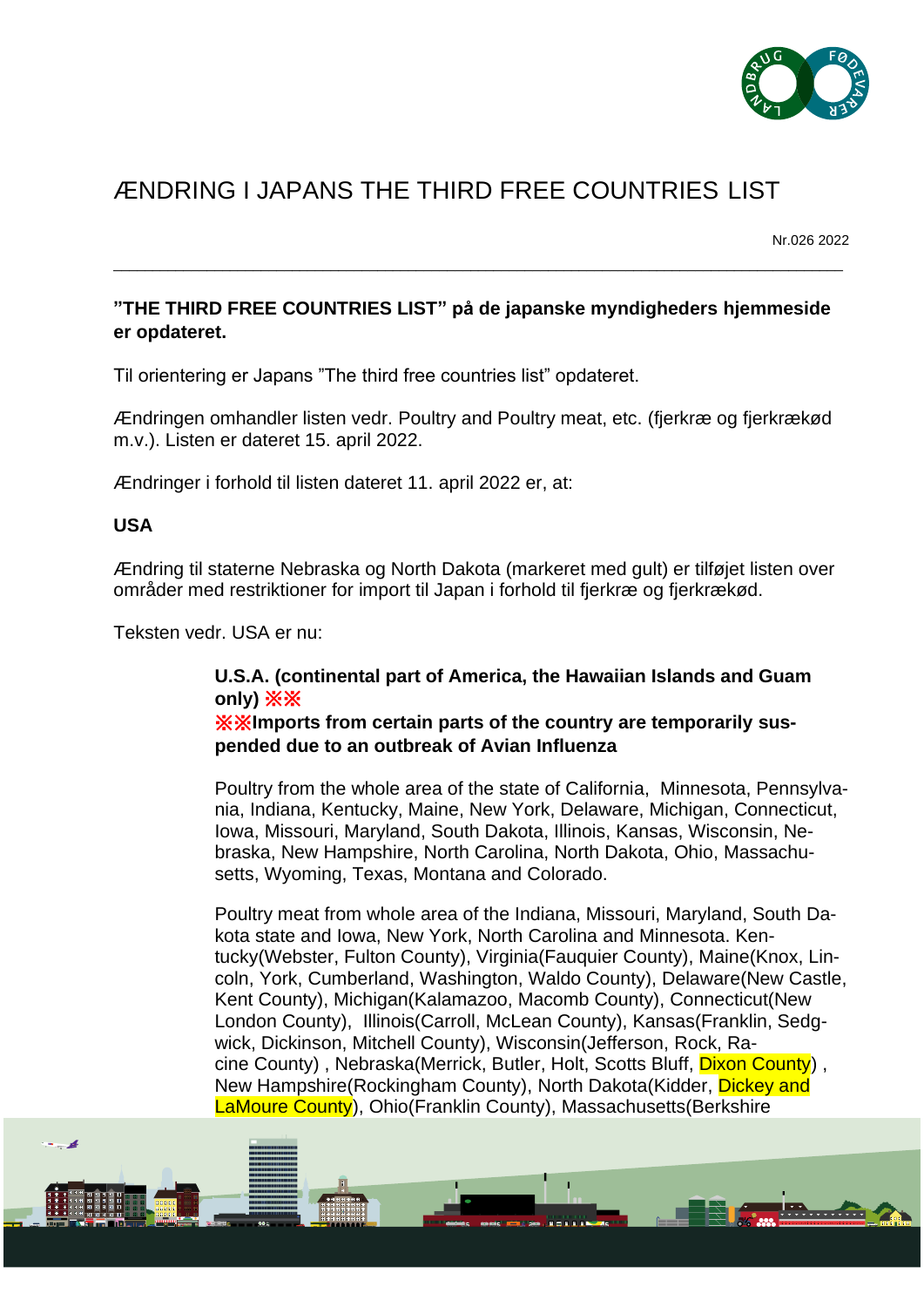# ÆNDRING I JAPANS THE THIRD FREE COUNTRIES LIST

Nr.026 2022

---

**"THE THIRD FREE COUNTRIES LIST" på de japanske myndigheders hjemmeside er opdateret.**

Til orientering er Japans "The third free countries list" opdateret.

Ændringen omhandler listen vedr. Poultry and Poultry meat, etc. (fjerkræ og fjerkrækød m.v.). Listen er dateret 15. april 2022.

Ændringer i forhold til listen dateret 11. april 2022 er, at:

**USA**

Ændring til staterne Nebraska og North Dakota (markeret med gult) er tilføjet listen over områder med restriktioner for import til Japan i forhold til fjerkræ og fjerkrækød.

Teksten vedr. USA er nu:

**U.S.A. (continental part of America, the Hawaiian Islands and Guam only) ※※**
**※※Imports from certain parts of the country are temporarily suspended due to an outbreak of Avian Influenza**

Poultry from the whole area of the state of California, Minnesota, Pennsylvania, Indiana, Kentucky, Maine, New York, Delaware, Michigan, Connecticut, Iowa, Missouri, Maryland, South Dakota, Illinois, Kansas, Wisconsin, Nebraska, New Hampshire, North Carolina, North Dakota, Ohio, Massachusetts, Wyoming, Texas, Montana and Colorado.

Poultry meat from whole area of the Indiana, Missouri, Maryland, South Dakota state and Iowa, New York, North Carolina and Minnesota. Kentucky(Webster, Fulton County), Virginia(Fauquier County), Maine(Knox, Lincoln, York, Cumberland, Washington, Waldo County), Delaware(New Castle, Kent County), Michigan(Kalamazoo, Macomb County), Connecticut(New London County), Illinois(Carroll, McLean County), Kansas(Franklin, Sedgwick, Dickinson, Mitchell County), Wisconsin(Jefferson, Rock, Racine County) , Nebraska(Merrick, Butler, Holt, Scotts Bluff, Dixon County) , New Hampshire(Rockingham County), North Dakota(Kidder, Dickey and LaMoure County), Ohio(Franklin County), Massachusetts(Berkshire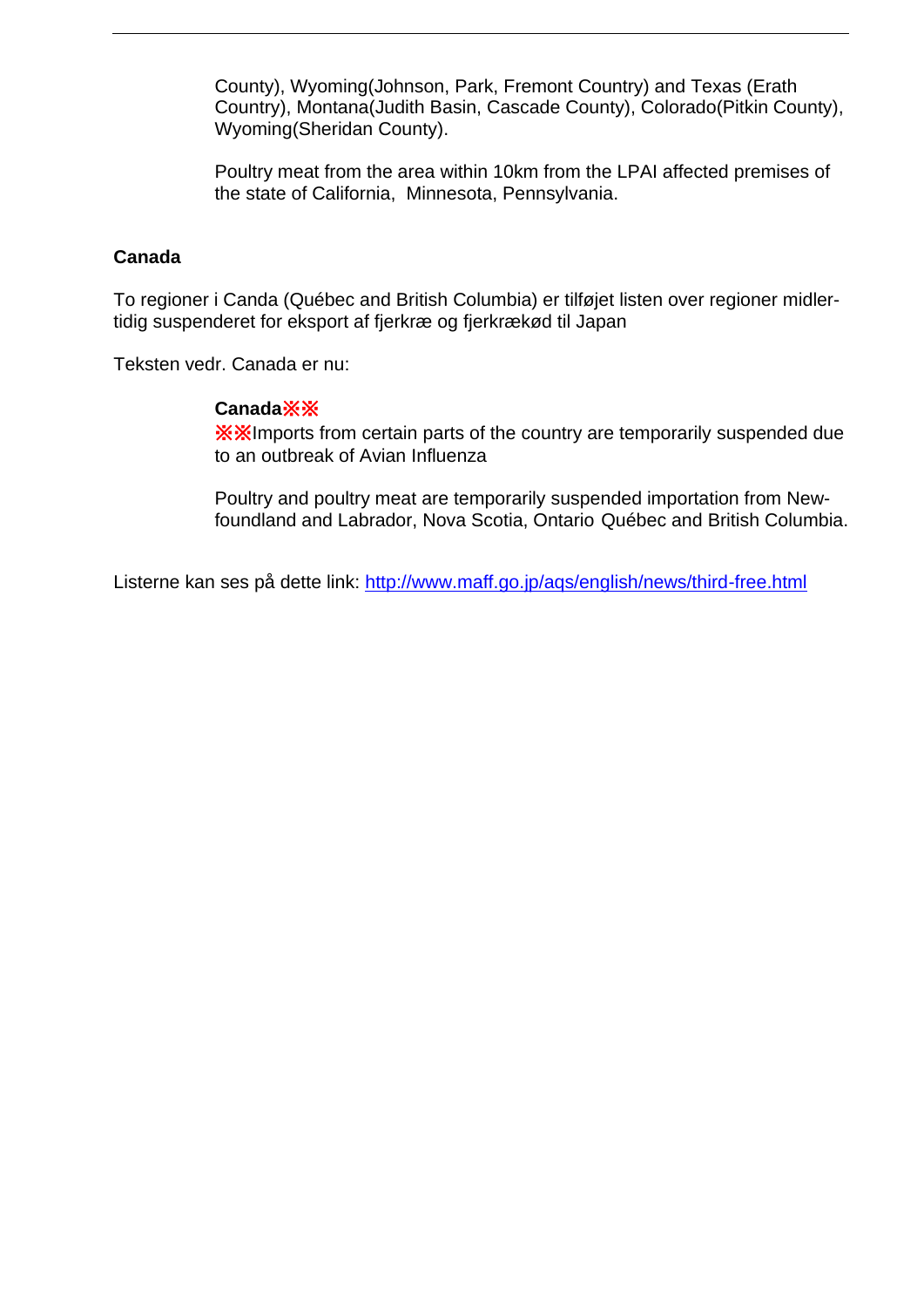County), Wyoming(Johnson, Park, Fremont Country) and Texas (Erath Country), Montana(Judith Basin, Cascade County), Colorado(Pitkin County), Wyoming(Sheridan County).

Poultry meat from the area within 10km from the LPAI affected premises of the state of California,  Minnesota, Pennsylvania.

**Canada**

To regioner i Canda (Québec and British Columbia) er tilføjet listen over regioner midlertidig suspenderet for eksport af fjerkræ og fjerkrækød til Japan

Teksten vedr. Canada er nu:

**Canada※※**
※※Imports from certain parts of the country are temporarily suspended due to an outbreak of Avian Influenza

Poultry and poultry meat are temporarily suspended importation from Newfoundland and Labrador, Nova Scotia, Ontario Québec and British Columbia.

Listerne kan ses på dette link: [http://www.maff.go.jp/aqs/english/news/third-free.html](http://www.maff.go.jp/aqs/english/news/third-free.html)